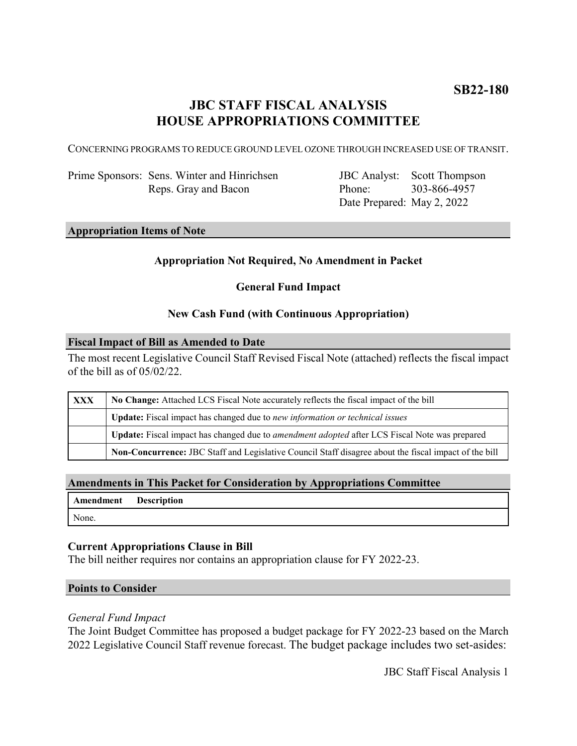**SB22-180**

# JBC STAFF FISCAL ANALYSIS
# HOUSE APPROPRIATIONS COMMITTEE

CONCERNING PROGRAMS TO REDUCE GROUND LEVEL OZONE THROUGH INCREASED USE OF TRANSIT.

| | | | |
|---|---|---|---|
| Prime Sponsors: | Sens. Winter and Hinrichsen | JBC Analyst: | Scott Thompson |
| | Reps. Gray and Bacon | Phone: | 303-866-4957 |
| | | Date Prepared: | May 2, 2022 |

## Appropriation Items of Note

**Appropriation Not Required, No Amendment in Packet**

**General Fund Impact**

**New Cash Fund (with Continuous Appropriation)**

## Fiscal Impact of Bill as Amended to Date

The most recent Legislative Council Staff Revised Fiscal Note (attached) reflects the fiscal impact of the bill as of 05/02/22.

| | |
|---|---|
| **XXX** | **No Change:** Attached LCS Fiscal Note accurately reflects the fiscal impact of the bill |
| | **Update:** Fiscal impact has changed due to *new information or technical issues* |
| | **Update:** Fiscal impact has changed due to *amendment adopted* after LCS Fiscal Note was prepared |
| | **Non-Concurrence:** JBC Staff and Legislative Council Staff disagree about the fiscal impact of the bill |

## Amendments in This Packet for Consideration by Appropriations Committee

| Amendment | Description |
|---|---|
| None. | |

### Current Appropriations Clause in Bill

The bill neither requires nor contains an appropriation clause for FY 2022-23.

## Points to Consider

*General Fund Impact*

The Joint Budget Committee has proposed a budget package for FY 2022-23 based on the March 2022 Legislative Council Staff revenue forecast. The budget package includes two set-asides: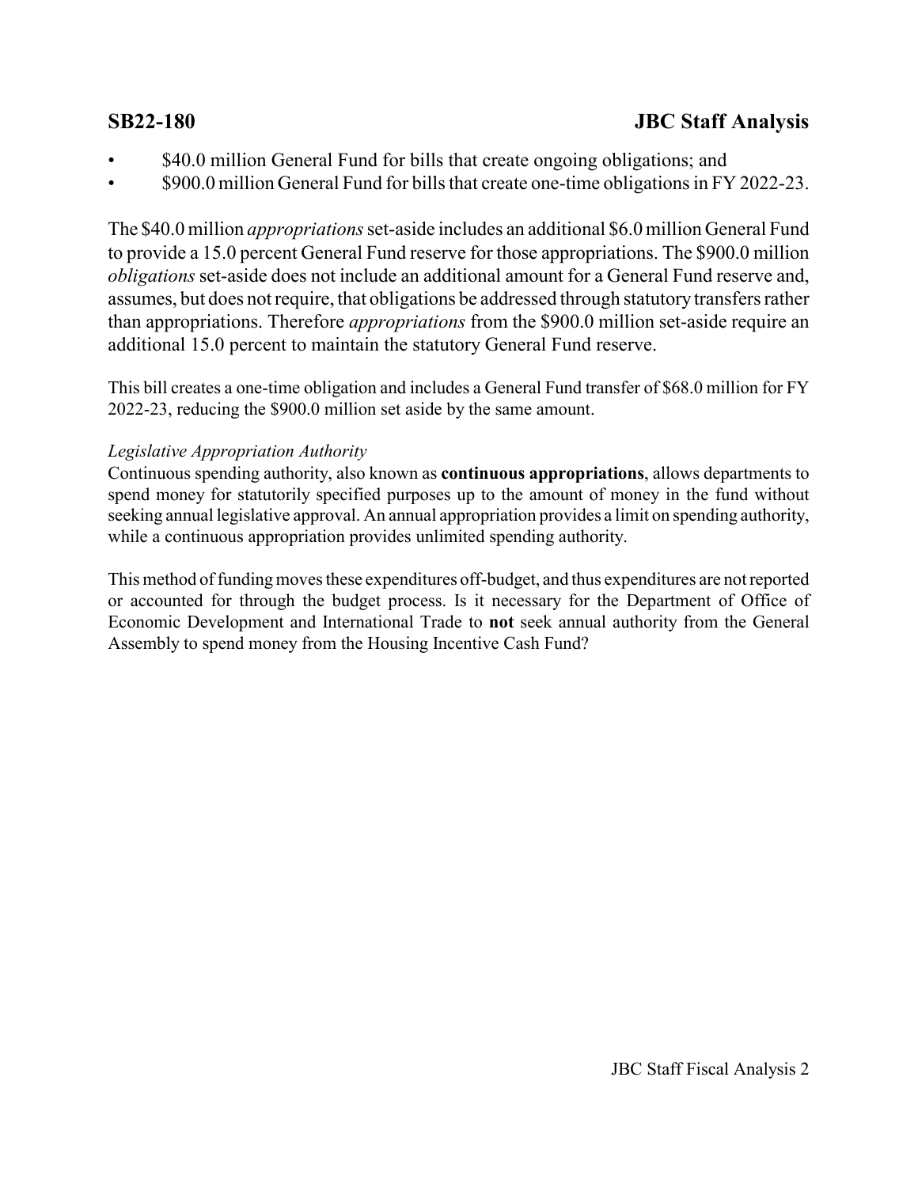- $40.0 million General Fund for bills that create ongoing obligations; and
- $900.0 million General Fund for bills that create one-time obligations in FY 2022-23.

The $40.0 million *appropriations* set-aside includes an additional $6.0 million General Fund to provide a 15.0 percent General Fund reserve for those appropriations. The $900.0 million *obligations* set-aside does not include an additional amount for a General Fund reserve and, assumes, but does not require, that obligations be addressed through statutory transfers rather than appropriations. Therefore *appropriations* from the $900.0 million set-aside require an additional 15.0 percent to maintain the statutory General Fund reserve.

This bill creates a one-time obligation and includes a General Fund transfer of $68.0 million for FY 2022-23, reducing the $900.0 million set aside by the same amount.

*Legislative Appropriation Authority*

Continuous spending authority, also known as **continuous appropriations**, allows departments to spend money for statutorily specified purposes up to the amount of money in the fund without seeking annual legislative approval. An annual appropriation provides a limit on spending authority, while a continuous appropriation provides unlimited spending authority.

This method of funding moves these expenditures off-budget, and thus expenditures are not reported or accounted for through the budget process. Is it necessary for the Department of Office of Economic Development and International Trade to **not** seek annual authority from the General Assembly to spend money from the Housing Incentive Cash Fund?